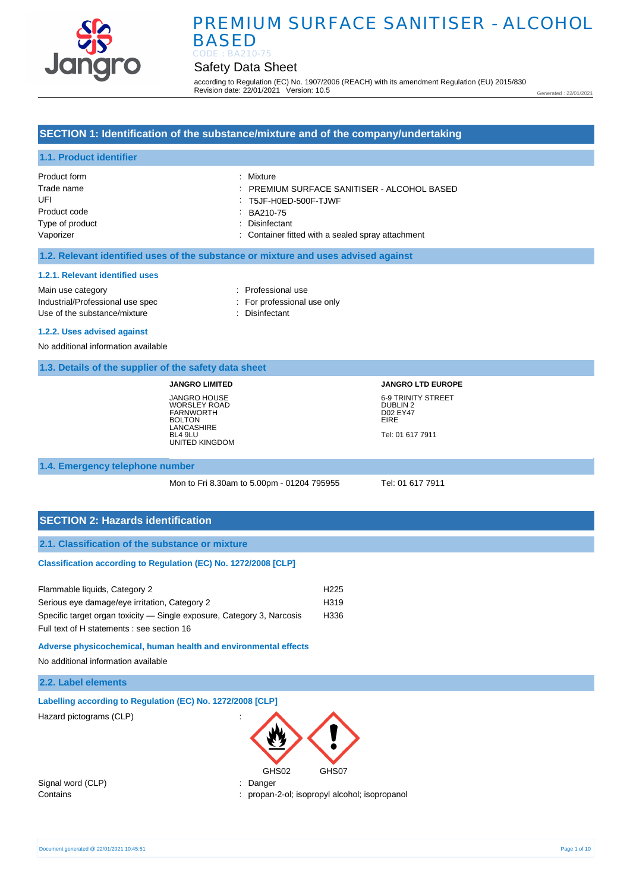# PREMIUM SURFACE SANITISER - ALCOHOL BASED

CODE : BA210-75

## Safety Data Sheet

according to Regulation (EC) No. 1907/2006 (REACH) with its amendment Regulation (EU) 2015/830
Revision date: 22/01/2021 Version: 10.5

Generated : 22/01/2021

## SECTION 1: Identification of the substance/mixture and of the company/undertaking

### 1.1. Product identifier

| | |
|---|---|
| Product form | : Mixture |
| Trade name | : PREMIUM SURFACE SANITISER - ALCOHOL BASED |
| UFI | : T5JF-H0ED-500F-TJWF |
| Product code | : BA210-75 |
| Type of product | : Disinfectant |
| Vaporizer | : Container fitted with a sealed spray attachment |

### 1.2. Relevant identified uses of the substance or mixture and uses advised against

#### 1.2.1. Relevant identified uses

| | |
|---|---|
| Main use category | : Professional use |
| Industrial/Professional use spec | : For professional use only |
| Use of the substance/mixture | : Disinfectant |

#### 1.2.2. Uses advised against

No additional information available

### 1.3. Details of the supplier of the safety data sheet

**JANGRO LIMITED**

JANGRO HOUSE
WORSLEY ROAD
FARNWORTH
BOLTON
LANCASHIRE
BL4 9LU
UNITED KINGDOM

**JANGRO LTD EUROPE**

6-9 TRINITY STREET
DUBLIN 2
D02 EY47
EIRE

Tel: 01 617 7911

### 1.4. Emergency telephone number

Mon to Fri 8.30am to 5.00pm - 01204 795955

Tel: 01 617 7911

## SECTION 2: Hazards identification

### 2.1. Classification of the substance or mixture

#### Classification according to Regulation (EC) No. 1272/2008 [CLP]

| | |
|---|---|
| Flammable liquids, Category 2 | H225 |
| Serious eye damage/eye irritation, Category 2 | H319 |
| Specific target organ toxicity — Single exposure, Category 3, Narcosis | H336 |

Full text of H statements : see section 16

#### Adverse physicochemical, human health and environmental effects

No additional information available

### 2.2. Label elements

#### Labelling according to Regulation (EC) No. 1272/2008 [CLP]

Hazard pictograms (CLP) :

GHS02 GHS07

| | |
|---|---|
| Signal word (CLP) | : Danger |
| Contains | : propan-2-ol; isopropyl alcohol; isopropanol |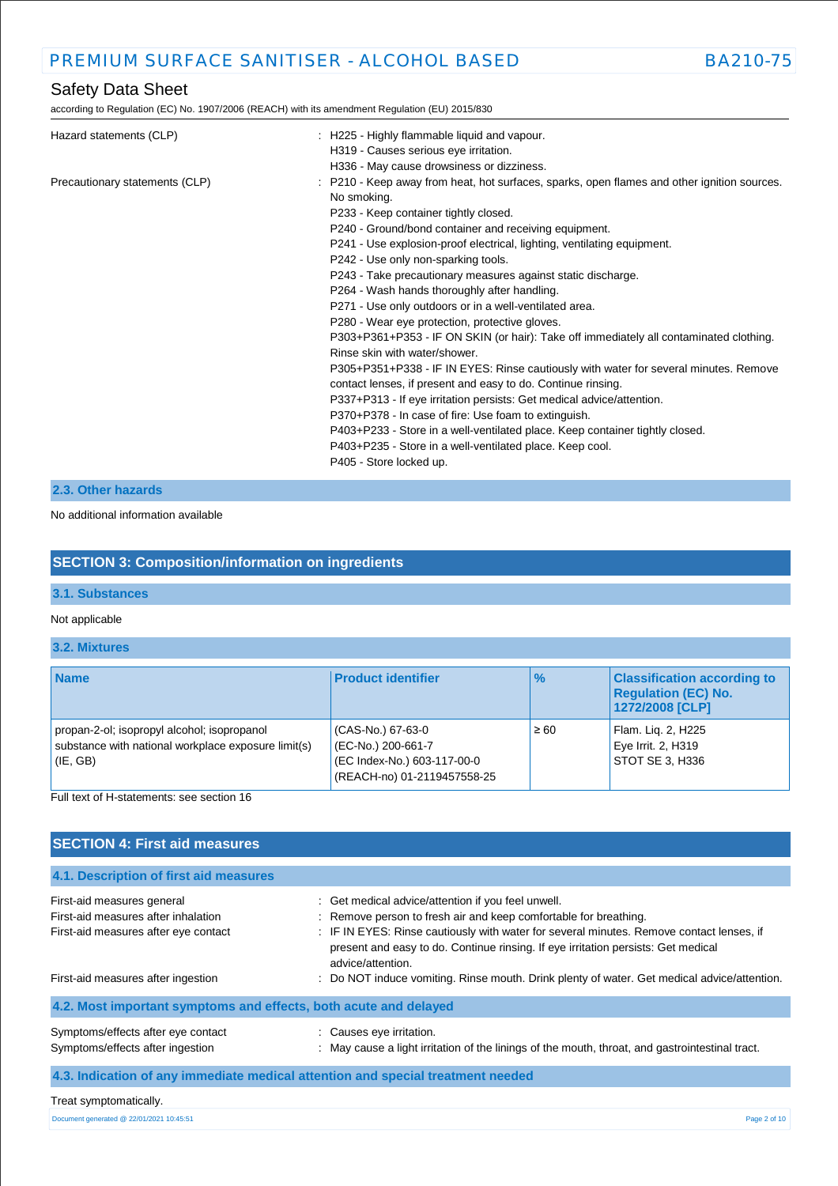Hazard statements (CLP) : H225 - Highly flammable liquid and vapour.
H319 - Causes serious eye irritation.
H336 - May cause drowsiness or dizziness.

Precautionary statements (CLP) : P210 - Keep away from heat, hot surfaces, sparks, open flames and other ignition sources. No smoking.
P233 - Keep container tightly closed.
P240 - Ground/bond container and receiving equipment.
P241 - Use explosion-proof electrical, lighting, ventilating equipment.
P242 - Use only non-sparking tools.
P243 - Take precautionary measures against static discharge.
P264 - Wash hands thoroughly after handling.
P271 - Use only outdoors or in a well-ventilated area.
P280 - Wear eye protection, protective gloves.
P303+P361+P353 - IF ON SKIN (or hair): Take off immediately all contaminated clothing. Rinse skin with water/shower.
P305+P351+P338 - IF IN EYES: Rinse cautiously with water for several minutes. Remove contact lenses, if present and easy to do. Continue rinsing.
P337+P313 - If eye irritation persists: Get medical advice/attention.
P370+P378 - In case of fire: Use foam to extinguish.
P403+P233 - Store in a well-ventilated place. Keep container tightly closed.
P403+P235 - Store in a well-ventilated place. Keep cool.
P405 - Store locked up.

### 2.3. Other hazards

No additional information available

## SECTION 3: Composition/information on ingredients

### 3.1. Substances

Not applicable

### 3.2. Mixtures

| Name | Product identifier | % | Classification according to Regulation (EC) No. 1272/2008 [CLP] |
|---|---|---|---|
| propan-2-ol; isopropyl alcohol; isopropanol<br>substance with national workplace exposure limit(s) (IE, GB) | (CAS-No.) 67-63-0<br>(EC-No.) 200-661-7<br>(EC Index-No.) 603-117-00-0<br>(REACH-no) 01-2119457558-25 | ≥ 60 | Flam. Liq. 2, H225<br>Eye Irrit. 2, H319<br>STOT SE 3, H336 |

Full text of H-statements: see section 16

## SECTION 4: First aid measures

### 4.1. Description of first aid measures

First-aid measures general : Get medical advice/attention if you feel unwell.

First-aid measures after inhalation : Remove person to fresh air and keep comfortable for breathing.

First-aid measures after eye contact : IF IN EYES: Rinse cautiously with water for several minutes. Remove contact lenses, if present and easy to do. Continue rinsing. If eye irritation persists: Get medical advice/attention.

First-aid measures after ingestion : Do NOT induce vomiting. Rinse mouth. Drink plenty of water. Get medical advice/attention.

### 4.2. Most important symptoms and effects, both acute and delayed

Symptoms/effects after eye contact : Causes eye irritation.

Symptoms/effects after ingestion : May cause a light irritation of the linings of the mouth, throat, and gastrointestinal tract.

### 4.3. Indication of any immediate medical attention and special treatment needed

Treat symptomatically.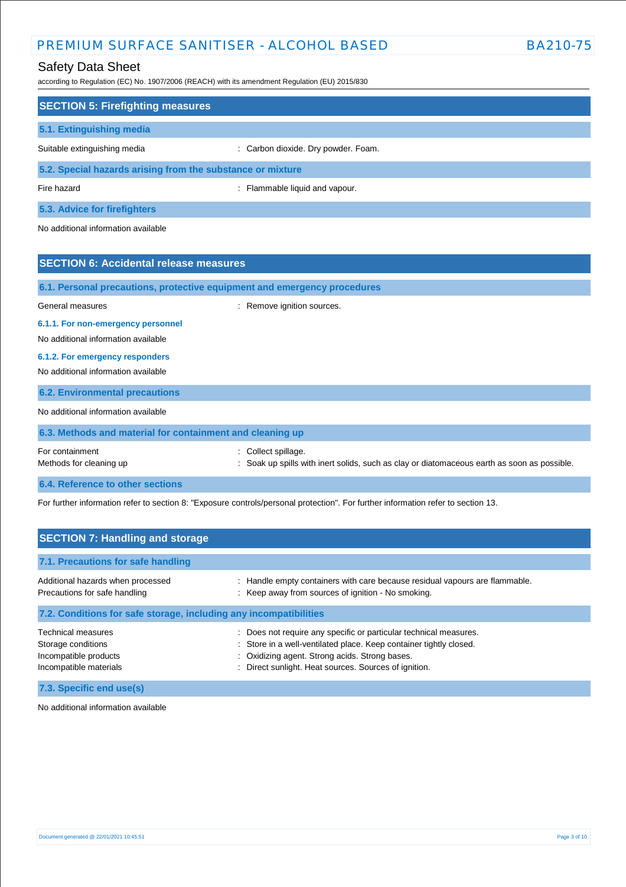## SECTION 5: Firefighting measures

### 5.1. Extinguishing media

Suitable extinguishing media : Carbon dioxide. Dry powder. Foam.

### 5.2. Special hazards arising from the substance or mixture

Fire hazard : Flammable liquid and vapour.

### 5.3. Advice for firefighters

No additional information available

## SECTION 6: Accidental release measures

### 6.1. Personal precautions, protective equipment and emergency procedures

General measures : Remove ignition sources.

#### 6.1.1. For non-emergency personnel

No additional information available

#### 6.1.2. For emergency responders

No additional information available

### 6.2. Environmental precautions

No additional information available

### 6.3. Methods and material for containment and cleaning up

For containment : Collect spillage.
Methods for cleaning up : Soak up spills with inert solids, such as clay or diatomaceous earth as soon as possible.

### 6.4. Reference to other sections

For further information refer to section 8: "Exposure controls/personal protection". For further information refer to section 13.

## SECTION 7: Handling and storage

### 7.1. Precautions for safe handling

Additional hazards when processed : Handle empty containers with care because residual vapours are flammable.
Precautions for safe handling : Keep away from sources of ignition - No smoking.

### 7.2. Conditions for safe storage, including any incompatibilities

Technical measures : Does not require any specific or particular technical measures.
Storage conditions : Store in a well-ventilated place. Keep container tightly closed.
Incompatible products : Oxidizing agent. Strong acids. Strong bases.
Incompatible materials : Direct sunlight. Heat sources. Sources of ignition.

### 7.3. Specific end use(s)

No additional information available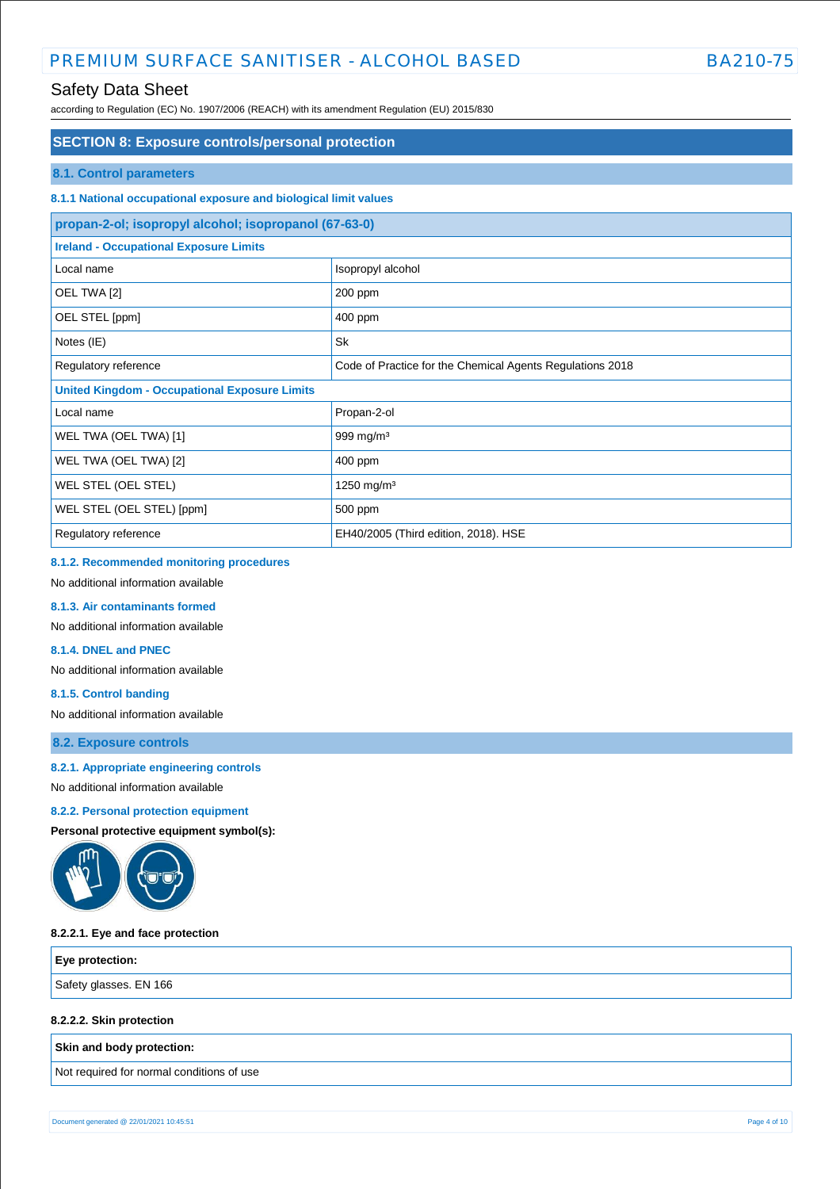## SECTION 8: Exposure controls/personal protection

### 8.1. Control parameters

#### 8.1.1 National occupational exposure and biological limit values

| propan-2-ol; isopropyl alcohol; isopropanol (67-63-0) | |
|---|---|
| **Ireland - Occupational Exposure Limits** | |
| Local name | Isopropyl alcohol |
| OEL TWA [2] | 200 ppm |
| OEL STEL [ppm] | 400 ppm |
| Notes (IE) | Sk |
| Regulatory reference | Code of Practice for the Chemical Agents Regulations 2018 |
| **United Kingdom - Occupational Exposure Limits** | |
| Local name | Propan-2-ol |
| WEL TWA (OEL TWA) [1] | 999 mg/m³ |
| WEL TWA (OEL TWA) [2] | 400 ppm |
| WEL STEL (OEL STEL) | 1250 mg/m³ |
| WEL STEL (OEL STEL) [ppm] | 500 ppm |
| Regulatory reference | EH40/2005 (Third edition, 2018). HSE |

#### 8.1.2. Recommended monitoring procedures

No additional information available

#### 8.1.3. Air contaminants formed

No additional information available

#### 8.1.4. DNEL and PNEC

No additional information available

#### 8.1.5. Control banding

No additional information available

### 8.2. Exposure controls

#### 8.2.1. Appropriate engineering controls

No additional information available

#### 8.2.2. Personal protection equipment

**Personal protective equipment symbol(s):**

#### 8.2.2.1. Eye and face protection

| **Eye protection:** |
|---|
| Safety glasses. EN 166 |

#### 8.2.2.2. Skin protection

| **Skin and body protection:** |
|---|
| Not required for normal conditions of use |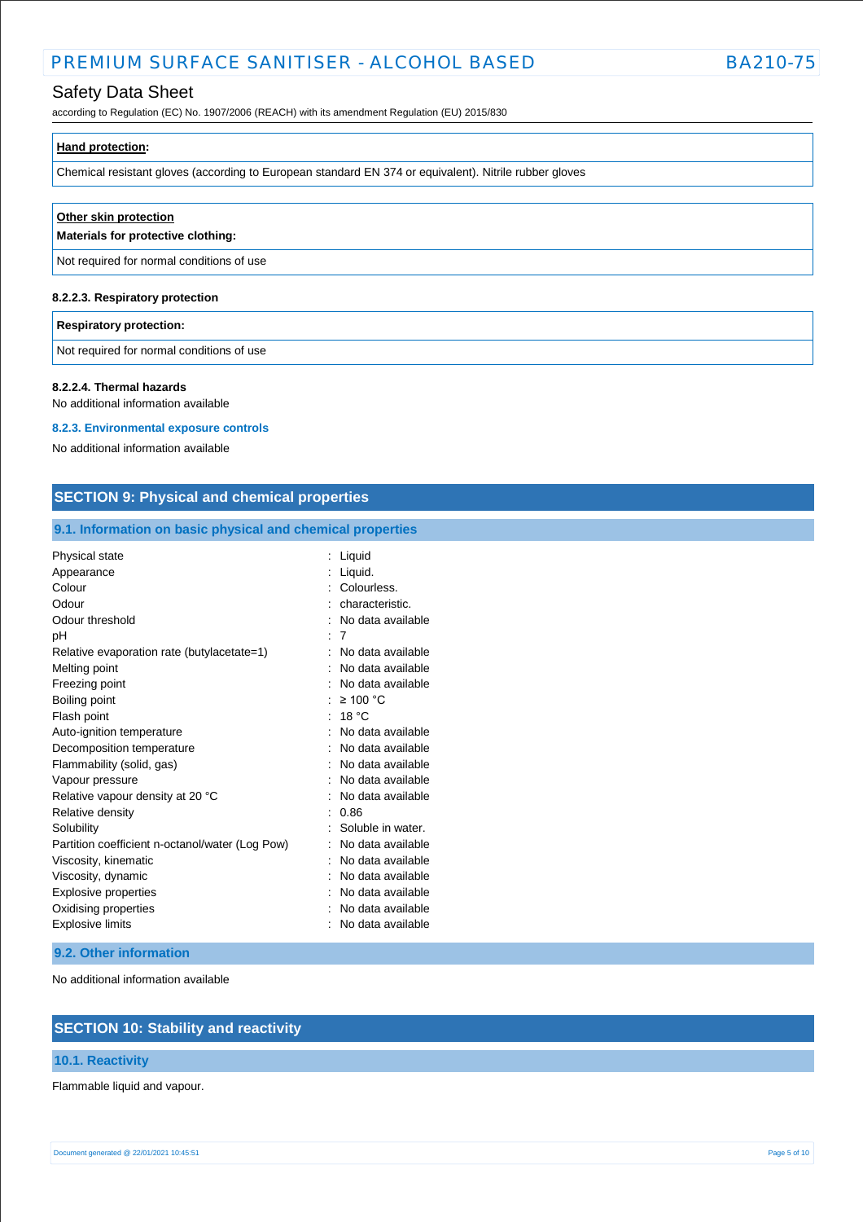| **Hand protection:** |
|---|
| Chemical resistant gloves (according to European standard EN 374 or equivalent). Nitrile rubber gloves |

| **Other skin protection** **Materials for protective clothing:** |
|---|
| Not required for normal conditions of use |

#### 8.2.2.3. Respiratory protection

| **Respiratory protection:** |
|---|
| Not required for normal conditions of use |

#### 8.2.2.4. Thermal hazards

No additional information available

### 8.2.3. Environmental exposure controls

No additional information available

## SECTION 9: Physical and chemical properties

### 9.1. Information on basic physical and chemical properties

| | | |
|---|---|---|
| Physical state | : | Liquid |
| Appearance | : | Liquid. |
| Colour | : | Colourless. |
| Odour | : | characteristic. |
| Odour threshold | : | No data available |
| pH | : | 7 |
| Relative evaporation rate (butylacetate=1) | : | No data available |
| Melting point | : | No data available |
| Freezing point | : | No data available |
| Boiling point | : | ≥ 100 °C |
| Flash point | : | 18 °C |
| Auto-ignition temperature | : | No data available |
| Decomposition temperature | : | No data available |
| Flammability (solid, gas) | : | No data available |
| Vapour pressure | : | No data available |
| Relative vapour density at 20 °C | : | No data available |
| Relative density | : | 0.86 |
| Solubility | : | Soluble in water. |
| Partition coefficient n-octanol/water (Log Pow) | : | No data available |
| Viscosity, kinematic | : | No data available |
| Viscosity, dynamic | : | No data available |
| Explosive properties | : | No data available |
| Oxidising properties | : | No data available |
| Explosive limits | : | No data available |

### 9.2. Other information

No additional information available

## SECTION 10: Stability and reactivity

### 10.1. Reactivity

Flammable liquid and vapour.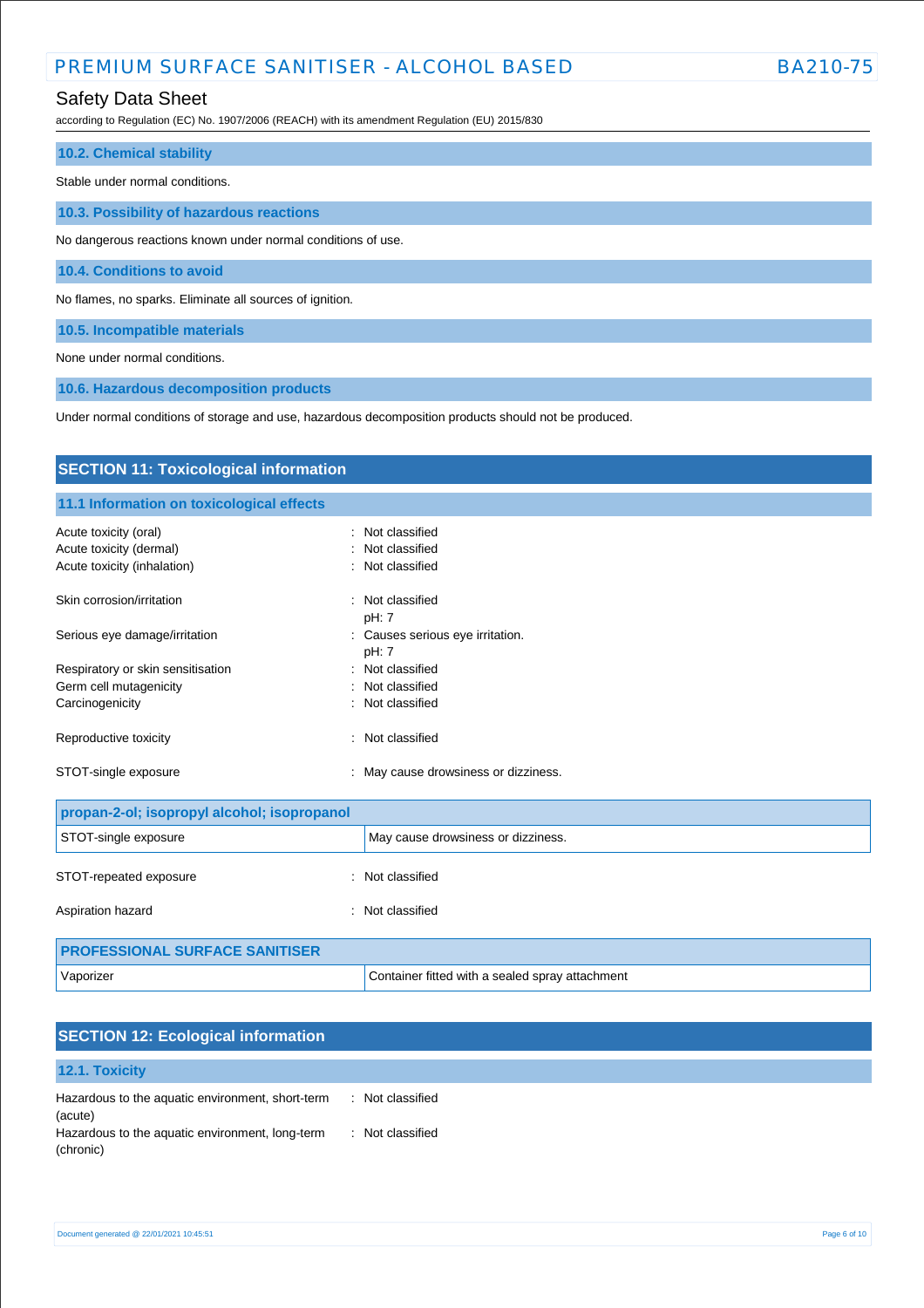### 10.2. Chemical stability

Stable under normal conditions.

### 10.3. Possibility of hazardous reactions

No dangerous reactions known under normal conditions of use.

### 10.4. Conditions to avoid

No flames, no sparks. Eliminate all sources of ignition.

### 10.5. Incompatible materials

None under normal conditions.

### 10.6. Hazardous decomposition products

Under normal conditions of storage and use, hazardous decomposition products should not be produced.

## SECTION 11: Toxicological information

### 11.1 Information on toxicological effects

| | |
|---|---|
| Acute toxicity (oral) | : Not classified |
| Acute toxicity (dermal) | : Not classified |
| Acute toxicity (inhalation) | : Not classified |
| Skin corrosion/irritation | : Not classified<br>pH: 7 |
| Serious eye damage/irritation | : Causes serious eye irritation.<br>pH: 7 |
| Respiratory or skin sensitisation | : Not classified |
| Germ cell mutagenicity | : Not classified |
| Carcinogenicity | : Not classified |
| Reproductive toxicity | : Not classified |
| STOT-single exposure | : May cause drowsiness or dizziness. |

| propan-2-ol; isopropyl alcohol; isopropanol | |
|---|---|
| STOT-single exposure | May cause drowsiness or dizziness. |

| | |
|---|---|
| STOT-repeated exposure | : Not classified |
| Aspiration hazard | : Not classified |

| PROFESSIONAL SURFACE SANITISER | |
|---|---|
| Vaporizer | Container fitted with a sealed spray attachment |

## SECTION 12: Ecological information

### 12.1. Toxicity

| | |
|---|---|
| Hazardous to the aquatic environment, short-term (acute) | : Not classified |
| Hazardous to the aquatic environment, long-term (chronic) | : Not classified |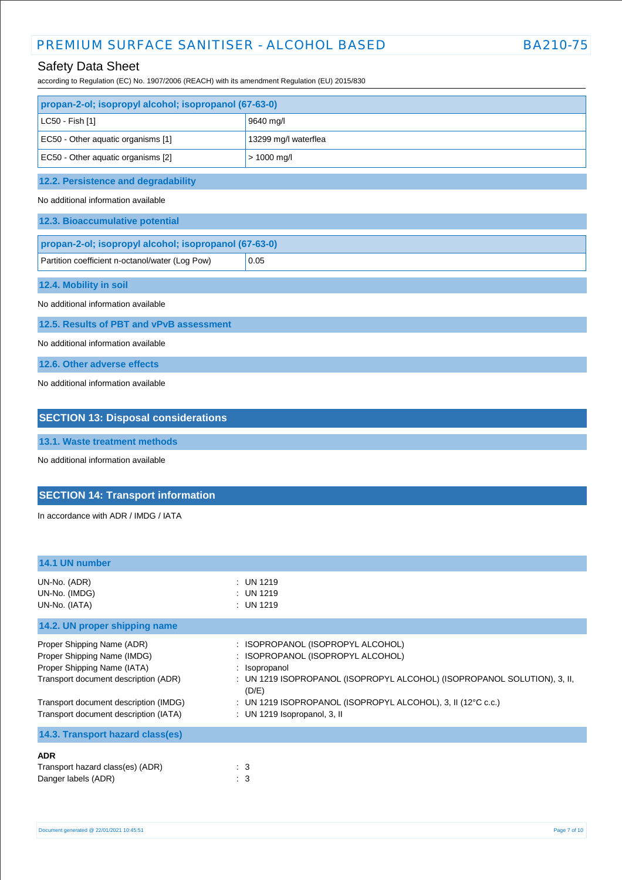| propan-2-ol; isopropyl alcohol; isopropanol (67-63-0) | |
|---|---|
| LC50 - Fish [1] | 9640 mg/l |
| EC50 - Other aquatic organisms [1] | 13299 mg/l waterflea |
| EC50 - Other aquatic organisms [2] | > 1000 mg/l |

### 12.2. Persistence and degradability

No additional information available

### 12.3. Bioaccumulative potential

| propan-2-ol; isopropyl alcohol; isopropanol (67-63-0) | |
|---|---|
| Partition coefficient n-octanol/water (Log Pow) | 0.05 |

### 12.4. Mobility in soil

No additional information available

### 12.5. Results of PBT and vPvB assessment

No additional information available

### 12.6. Other adverse effects

No additional information available

## SECTION 13: Disposal considerations

### 13.1. Waste treatment methods

No additional information available

## SECTION 14: Transport information

In accordance with ADR / IMDG / IATA

### 14.1 UN number

UN-No. (ADR) : UN 1219
UN-No. (IMDG) : UN 1219
UN-No. (IATA) : UN 1219

### 14.2. UN proper shipping name

Proper Shipping Name (ADR) : ISOPROPANOL (ISOPROPYL ALCOHOL)
Proper Shipping Name (IMDG) : ISOPROPANOL (ISOPROPYL ALCOHOL)
Proper Shipping Name (IATA) : Isopropanol
Transport document description (ADR) : UN 1219 ISOPROPANOL (ISOPROPYL ALCOHOL) (ISOPROPANOL SOLUTION), 3, II, (D/E)
Transport document description (IMDG) : UN 1219 ISOPROPANOL (ISOPROPYL ALCOHOL), 3, II (12°C c.c.)
Transport document description (IATA) : UN 1219 Isopropanol, 3, II

### 14.3. Transport hazard class(es)

**ADR**

Transport hazard class(es) (ADR) : 3
Danger labels (ADR) : 3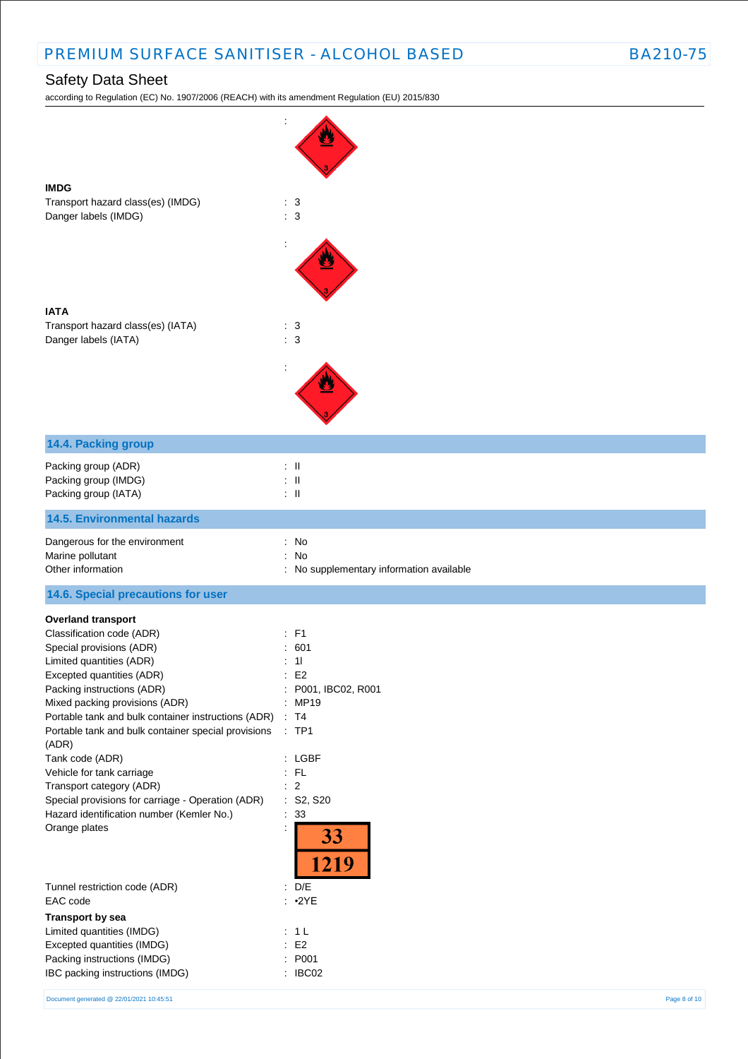:

**IMDG**

Transport hazard class(es) (IMDG) : 3

Danger labels (IMDG) : 3

:

**IATA**

Transport hazard class(es) (IATA) : 3

Danger labels (IATA) : 3

:

## 14.4. Packing group

Packing group (ADR) : II

Packing group (IMDG) : II

Packing group (IATA) : II

## 14.5. Environmental hazards

Dangerous for the environment : No

Marine pollutant : No

Other information : No supplementary information available

## 14.6. Special precautions for user

**Overland transport**

Classification code (ADR) : F1

Special provisions (ADR) : 601

Limited quantities (ADR) : 1l

Excepted quantities (ADR) : E2

Packing instructions (ADR) : P001, IBC02, R001

Mixed packing provisions (ADR) : MP19

Portable tank and bulk container instructions (ADR) : T4

Portable tank and bulk container special provisions (ADR) : TP1

Tank code (ADR) : LGBF

Vehicle for tank carriage : FL

Transport category (ADR) : 2

Special provisions for carriage - Operation (ADR) : S2, S20

Hazard identification number (Kemler No.) : 33

Orange plates :

| 33 |
| --- |
| 1219 |

Tunnel restriction code (ADR) : D/E

EAC code : •2YE

**Transport by sea**

Limited quantities (IMDG) : 1 L

Excepted quantities (IMDG) : E2

Packing instructions (IMDG) : P001

IBC packing instructions (IMDG) : IBC02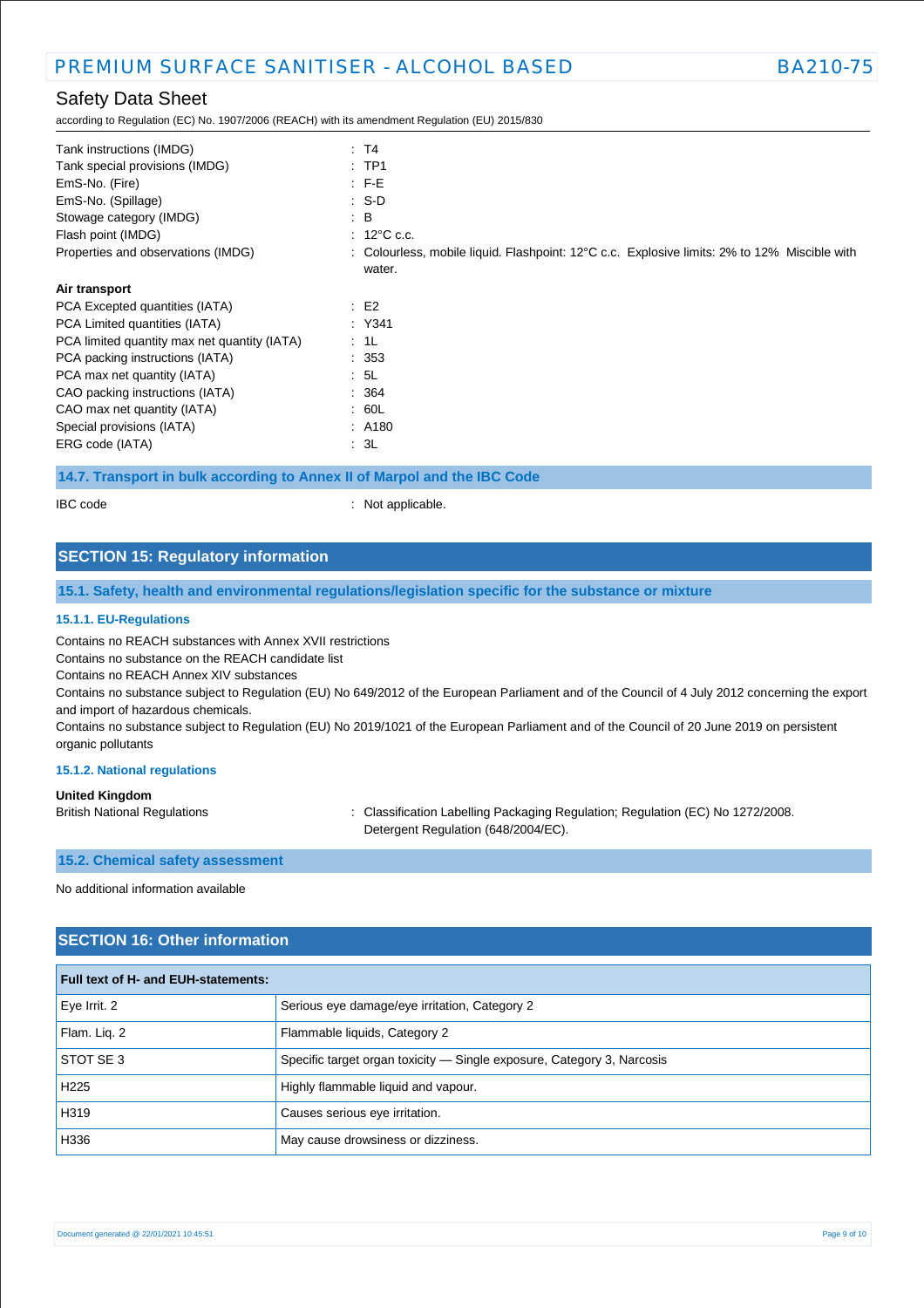| | |
|---|---|
| Tank instructions (IMDG) | : T4 |
| Tank special provisions (IMDG) | : TP1 |
| EmS-No. (Fire) | : F-E |
| EmS-No. (Spillage) | : S-D |
| Stowage category (IMDG) | : B |
| Flash point (IMDG) | : 12°C c.c. |
| Properties and observations (IMDG) | : Colourless, mobile liquid. Flashpoint: 12°C c.c. Explosive limits: 2% to 12% Miscible with water. |

**Air transport**

| | |
|---|---|
| PCA Excepted quantities (IATA) | : E2 |
| PCA Limited quantities (IATA) | : Y341 |
| PCA limited quantity max net quantity (IATA) | : 1L |
| PCA packing instructions (IATA) | : 353 |
| PCA max net quantity (IATA) | : 5L |
| CAO packing instructions (IATA) | : 364 |
| CAO max net quantity (IATA) | : 60L |
| Special provisions (IATA) | : A180 |
| ERG code (IATA) | : 3L |

### 14.7. Transport in bulk according to Annex II of Marpol and the IBC Code

IBC code : Not applicable.

## SECTION 15: Regulatory information

### 15.1. Safety, health and environmental regulations/legislation specific for the substance or mixture

#### 15.1.1. EU-Regulations

Contains no REACH substances with Annex XVII restrictions
Contains no substance on the REACH candidate list
Contains no REACH Annex XIV substances
Contains no substance subject to Regulation (EU) No 649/2012 of the European Parliament and of the Council of 4 July 2012 concerning the export and import of hazardous chemicals.
Contains no substance subject to Regulation (EU) No 2019/1021 of the European Parliament and of the Council of 20 June 2019 on persistent organic pollutants

#### 15.1.2. National regulations

**United Kingdom**

British National Regulations : Classification Labelling Packaging Regulation; Regulation (EC) No 1272/2008. Detergent Regulation (648/2004/EC).

### 15.2. Chemical safety assessment

No additional information available

## SECTION 16: Other information

| Full text of H- and EUH-statements: | |
|---|---|
| Eye Irrit. 2 | Serious eye damage/eye irritation, Category 2 |
| Flam. Liq. 2 | Flammable liquids, Category 2 |
| STOT SE 3 | Specific target organ toxicity — Single exposure, Category 3, Narcosis |
| H225 | Highly flammable liquid and vapour. |
| H319 | Causes serious eye irritation. |
| H336 | May cause drowsiness or dizziness. |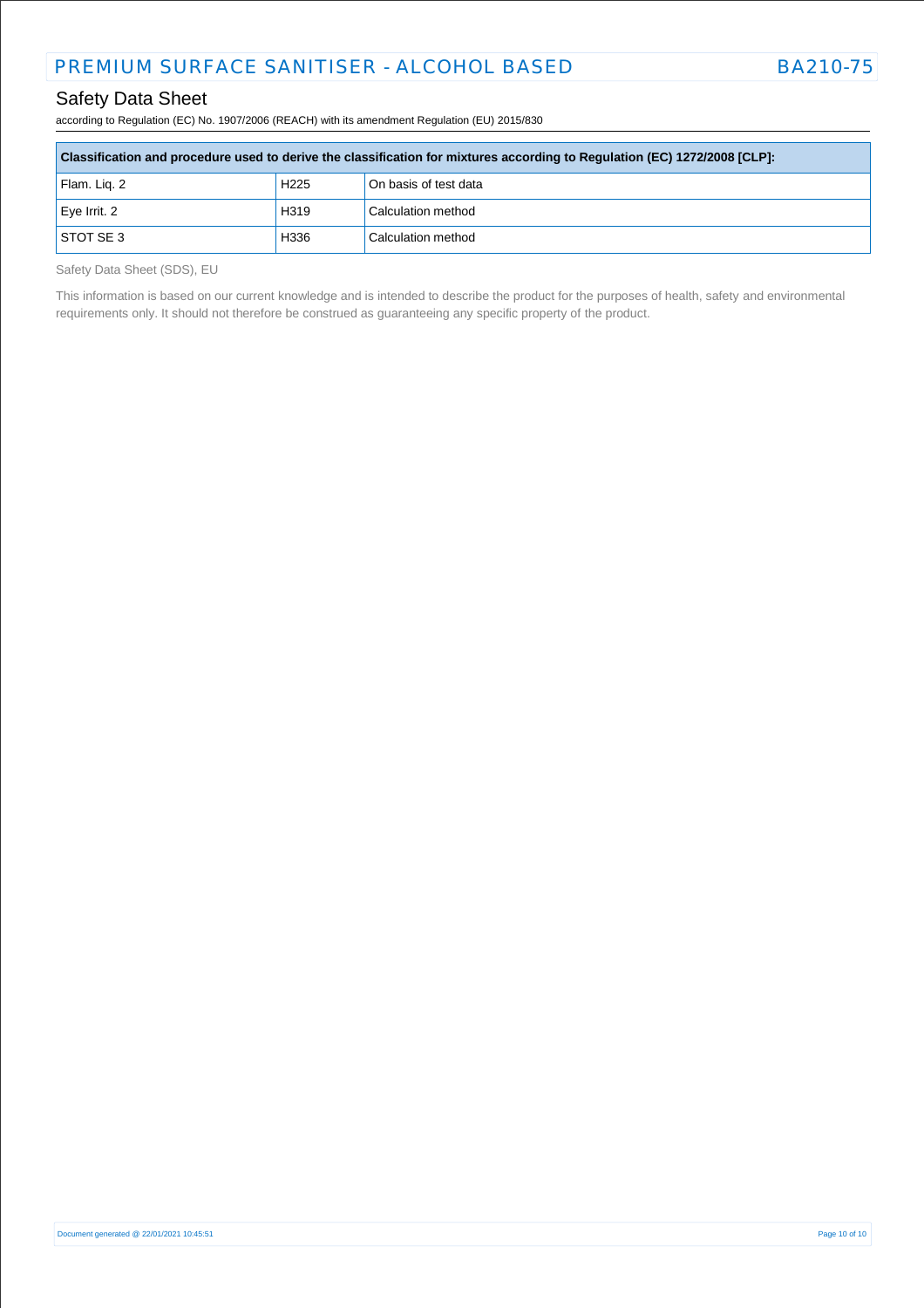| Classification and procedure used to derive the classification for mixtures according to Regulation (EC) 1272/2008 [CLP]: | | |
|---|---|---|
| Flam. Liq. 2 | H225 | On basis of test data |
| Eye Irrit. 2 | H319 | Calculation method |
| STOT SE 3 | H336 | Calculation method |

Safety Data Sheet (SDS), EU

This information is based on our current knowledge and is intended to describe the product for the purposes of health, safety and environmental requirements only. It should not therefore be construed as guaranteeing any specific property of the product.